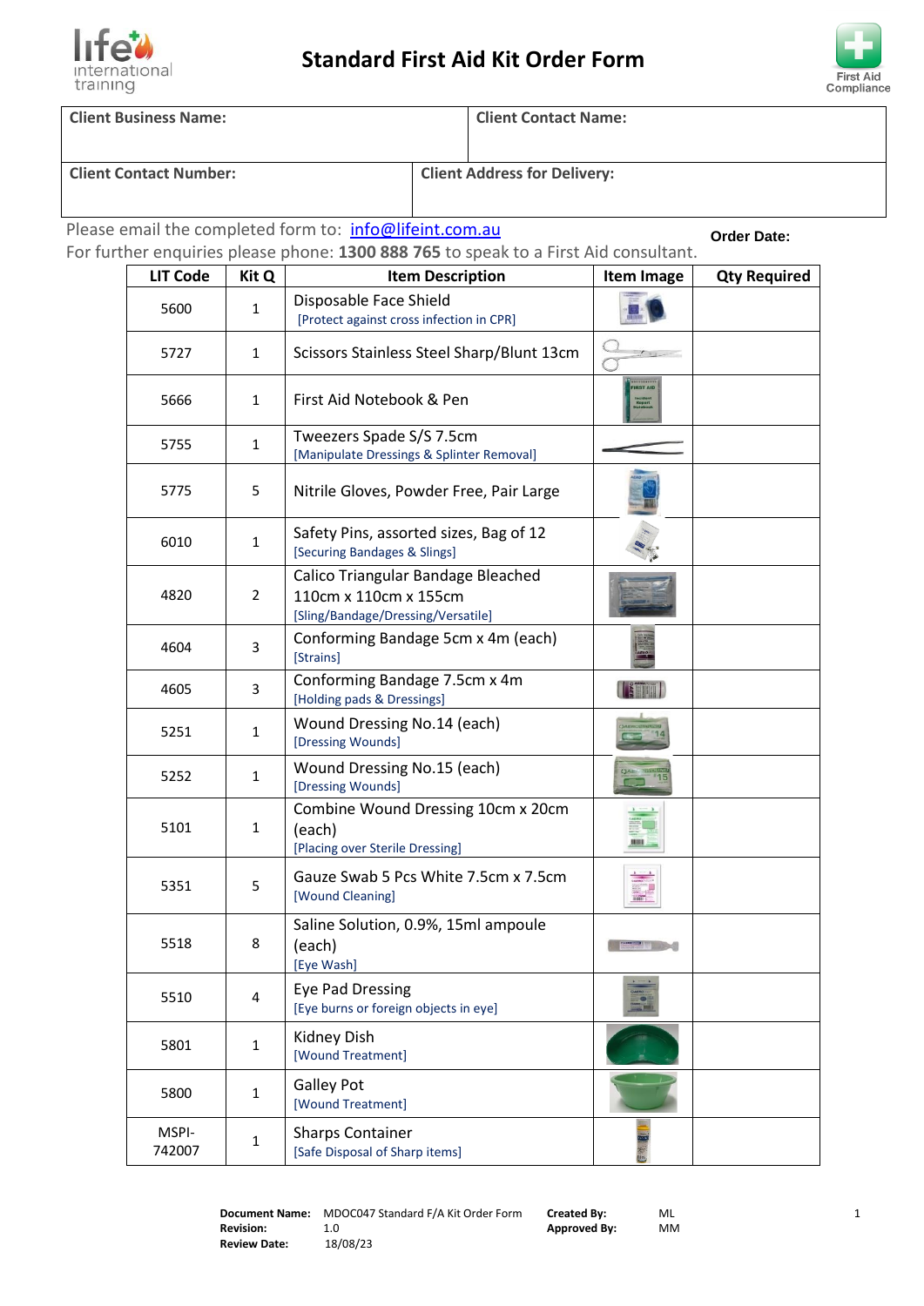# Standard First Aid Kit Order Form

| Client Business Name: | Client Contact Name: |
|---|---|
| **Client Contact Number:** | **Client Address for Delivery:** |

Please email the completed form to: info@lifeint.com.au

For further enquiries please phone: **1300 888 765** to speak to a First Aid consultant.

**Order Date:**

| LIT Code | Kit Q | Item Description | Item Image | Qty Required |
|---|---|---|---|---|
| 5600 | 1 | Disposable Face Shield [Protect against cross infection in CPR] | | |
| 5727 | 1 | Scissors Stainless Steel Sharp/Blunt 13cm | | |
| 5666 | 1 | First Aid Notebook & Pen | | |
| 5755 | 1 | Tweezers Spade S/S 7.5cm [Manipulate Dressings & Splinter Removal] | | |
| 5775 | 5 | Nitrile Gloves, Powder Free, Pair Large | | |
| 6010 | 1 | Safety Pins, assorted sizes, Bag of 12 [Securing Bandages & Slings] | | |
| 4820 | 2 | Calico Triangular Bandage Bleached 110cm x 110cm x 155cm [Sling/Bandage/Dressing/Versatile] | | |
| 4604 | 3 | Conforming Bandage 5cm x 4m (each) [Strains] | | |
| 4605 | 3 | Conforming Bandage 7.5cm x 4m [Holding pads & Dressings] | | |
| 5251 | 1 | Wound Dressing No.14 (each) [Dressing Wounds] | | |
| 5252 | 1 | Wound Dressing No.15 (each) [Dressing Wounds] | | |
| 5101 | 1 | Combine Wound Dressing 10cm x 20cm (each) [Placing over Sterile Dressing] | | |
| 5351 | 5 | Gauze Swab 5 Pcs White 7.5cm x 7.5cm [Wound Cleaning] | | |
| 5518 | 8 | Saline Solution, 0.9%, 15ml ampoule (each) [Eye Wash] | | |
| 5510 | 4 | Eye Pad Dressing [Eye burns or foreign objects in eye] | | |
| 5801 | 1 | Kidney Dish [Wound Treatment] | | |
| 5800 | 1 | Galley Pot [Wound Treatment] | | |
| MSPI-742007 | 1 | Sharps Container [Safe Disposal of Sharp items] | | |

**Document Name:** MDOC047 Standard F/A Kit Order Form **Created By:** ML
**Revision:** 1.0 **Approved By:** MM
**Review Date:** 18/08/23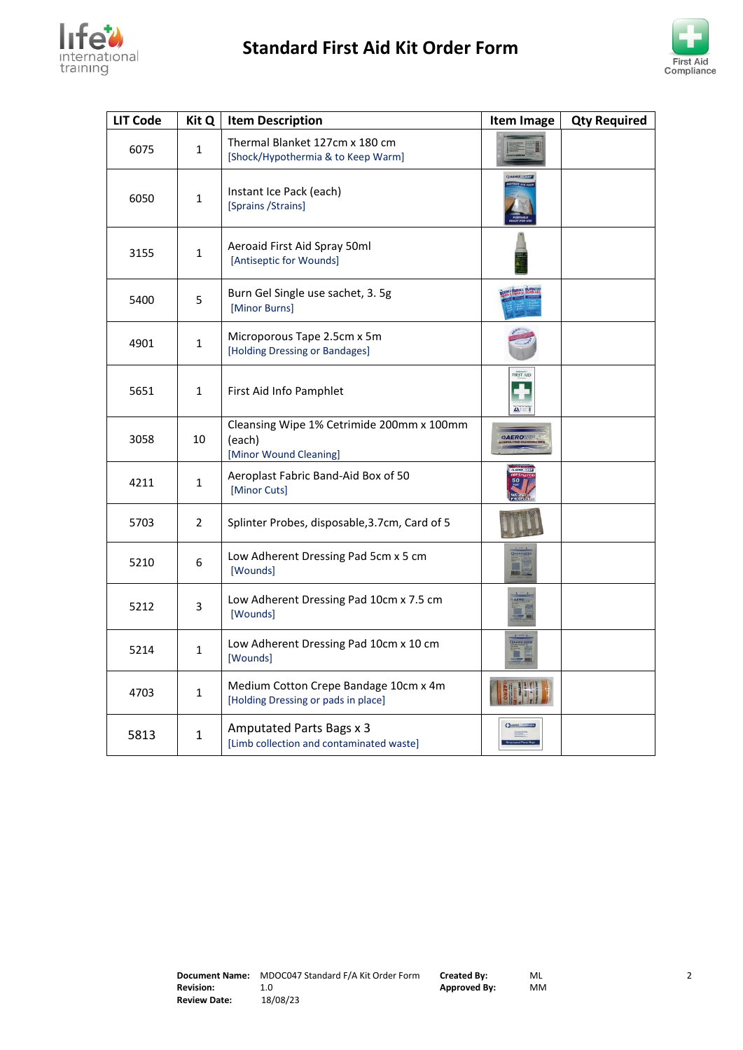# Standard First Aid Kit Order Form

| LIT Code | Kit Q | Item Description | Item Image | Qty Required |
|---|---|---|---|---|
| 6075 | 1 | Thermal Blanket 127cm x 180 cm<br>[Shock/Hypothermia & to Keep Warm] | | |
| 6050 | 1 | Instant Ice Pack (each)<br>[Sprains /Strains] | | |
| 3155 | 1 | Aeroaid First Aid Spray 50ml<br>[Antiseptic for Wounds] | | |
| 5400 | 5 | Burn Gel Single use sachet, 3. 5g<br>[Minor Burns] | | |
| 4901 | 1 | Microporous Tape 2.5cm x 5m<br>[Holding Dressing or Bandages] | | |
| 5651 | 1 | First Aid Info Pamphlet | | |
| 3058 | 10 | Cleansing Wipe 1% Cetrimide 200mm x 100mm (each)<br>[Minor Wound Cleaning] | | |
| 4211 | 1 | Aeroplast Fabric Band-Aid Box of 50<br>[Minor Cuts] | | |
| 5703 | 2 | Splinter Probes, disposable,3.7cm, Card of 5 | | |
| 5210 | 6 | Low Adherent Dressing Pad 5cm x 5 cm<br>[Wounds] | | |
| 5212 | 3 | Low Adherent Dressing Pad 10cm x 7.5 cm<br>[Wounds] | | |
| 5214 | 1 | Low Adherent Dressing Pad 10cm x 10 cm<br>[Wounds] | | |
| 4703 | 1 | Medium Cotton Crepe Bandage 10cm x 4m<br>[Holding Dressing or pads in place] | | |
| 5813 | 1 | Amputated Parts Bags x 3<br>[Limb collection and contaminated waste] | | |

**Document Name:** MDOC047 Standard F/A Kit Order Form
**Revision:** 1.0
**Review Date:** 18/08/23
**Created By:** ML
**Approved By:** MM